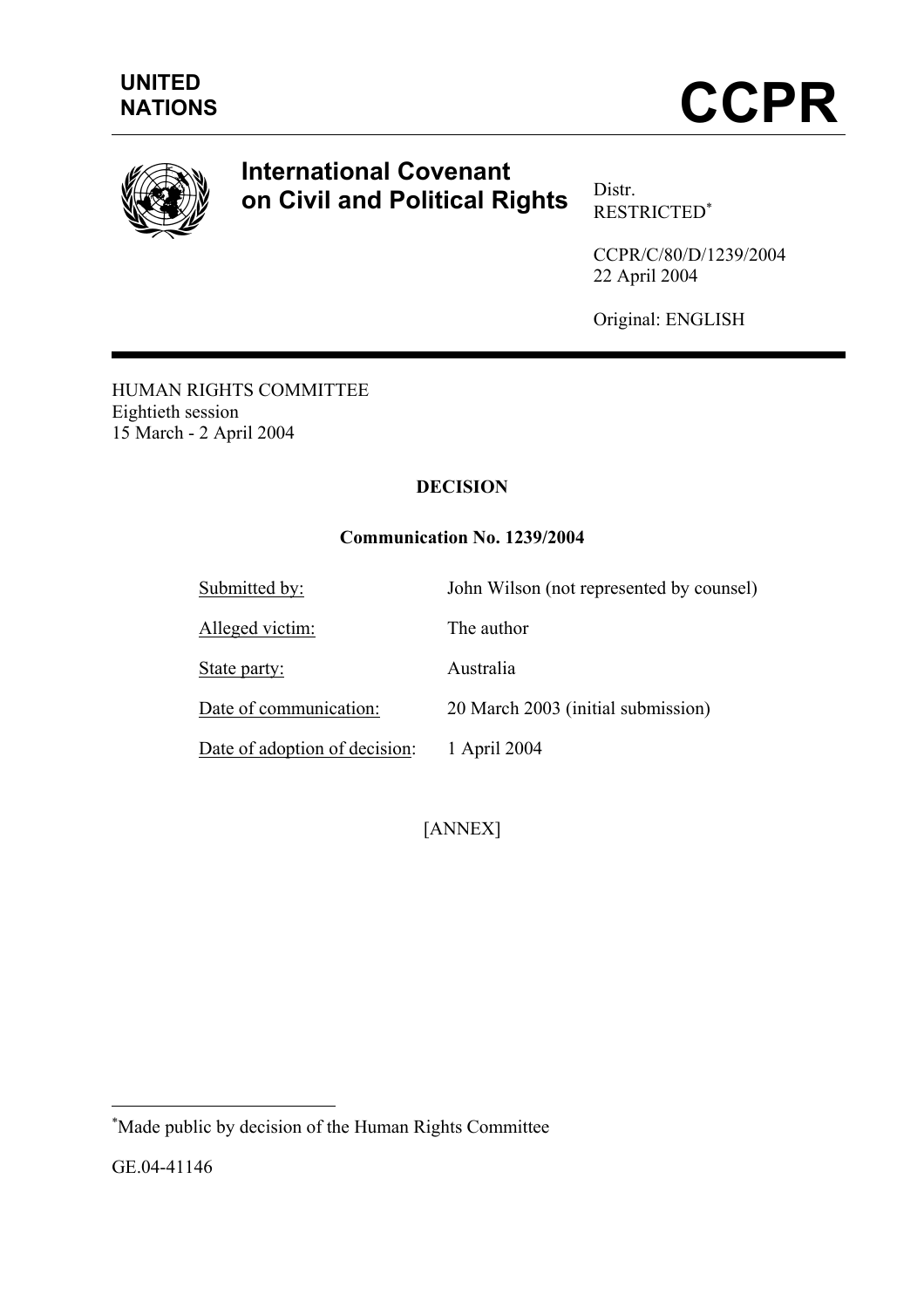UNITED NATIONS

# CCPR

## International Covenant on Civil and Political Rights

Distr.
RESTRICTED[*]

CCPR/C/80/D/1239/2004
22 April 2004

Original: ENGLISH

HUMAN RIGHTS COMMITTEE
Eightieth session
15 March - 2 April 2004

**DECISION**

**Communication No. 1239/2004**

| | |
|---|---|
| Submitted by: | John Wilson (not represented by counsel) |
| Alleged victim: | The author |
| State party: | Australia |
| Date of communication: | 20 March 2003 (initial submission) |
| Date of adoption of decision: | 1 April 2004 |

[ANNEX]

---

[*] Made public by decision of the Human Rights Committee

GE.04-41146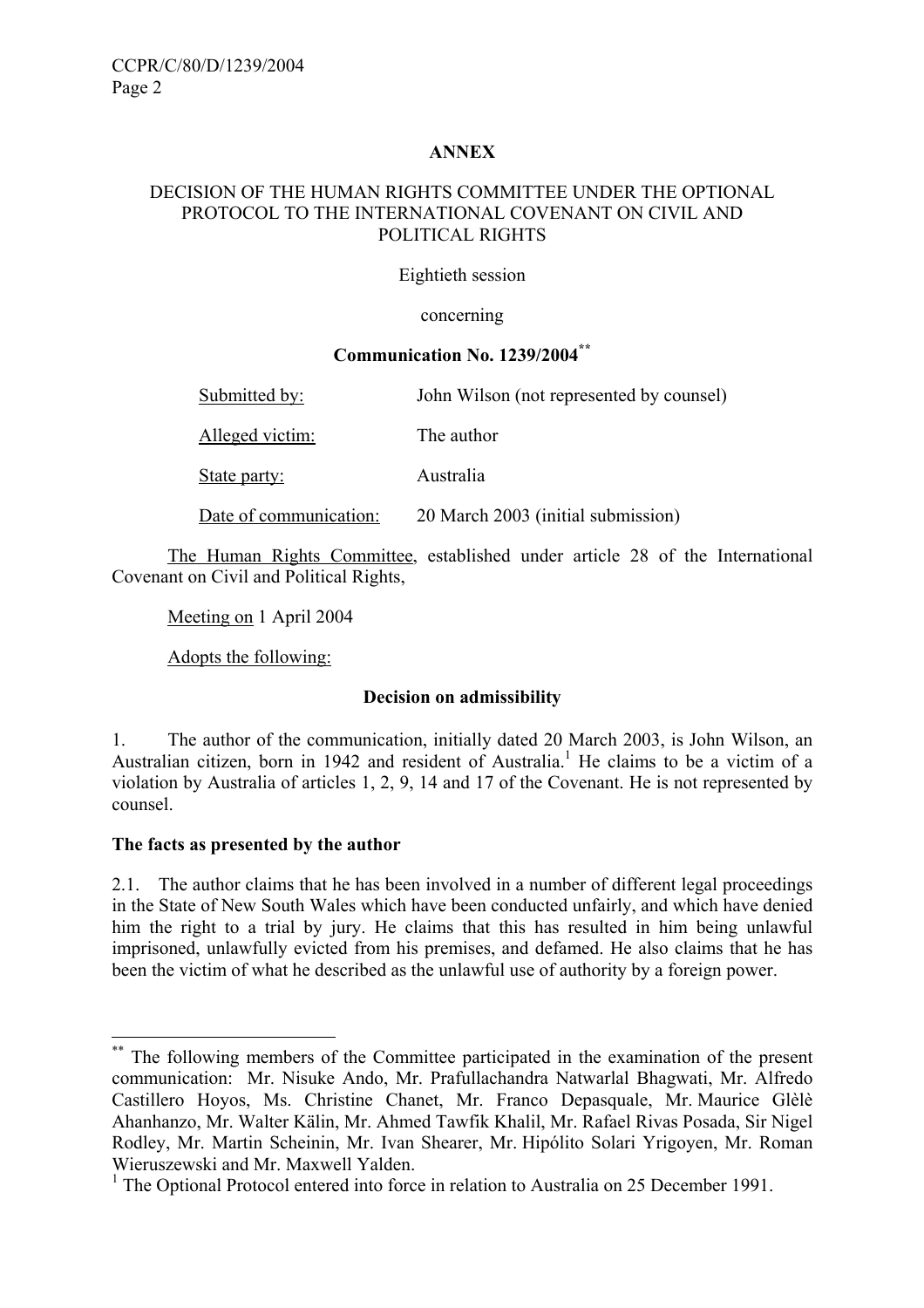**ANNEX**

**DECISION OF THE HUMAN RIGHTS COMMITTEE UNDER THE OPTIONAL PROTOCOL TO THE INTERNATIONAL COVENANT ON CIVIL AND POLITICAL RIGHTS**

Eightieth session

concerning

**Communication No. 1239/2004[**]**

| | |
|---|---|
| Submitted by: | John Wilson (not represented by counsel) |
| Alleged victim: | The author |
| State party: | Australia |
| Date of communication: | 20 March 2003 (initial submission) |

The Human Rights Committee, established under article 28 of the International Covenant on Civil and Political Rights,

Meeting on 1 April 2004

Adopts the following:

**Decision on admissibility**

1. The author of the communication, initially dated 20 March 2003, is John Wilson, an Australian citizen, born in 1942 and resident of Australia.[1] He claims to be a victim of a violation by Australia of articles 1, 2, 9, 14 and 17 of the Covenant. He is not represented by counsel.

**The facts as presented by the author**

2.1. The author claims that he has been involved in a number of different legal proceedings in the State of New South Wales which have been conducted unfairly, and which have denied him the right to a trial by jury. He claims that this has resulted in him being unlawful imprisoned, unlawfully evicted from his premises, and defamed. He also claims that he has been the victim of what he described as the unlawful use of authority by a foreign power.

---

[**] The following members of the Committee participated in the examination of the present communication: Mr. Nisuke Ando, Mr. Prafullachandra Natwarlal Bhagwati, Mr. Alfredo Castillero Hoyos, Ms. Christine Chanet, Mr. Franco Depasquale, Mr. Maurice Glèlè Ahanhanzo, Mr. Walter Kälin, Mr. Ahmed Tawfik Khalil, Mr. Rafael Rivas Posada, Sir Nigel Rodley, Mr. Martin Scheinin, Mr. Ivan Shearer, Mr. Hipólito Solari Yrigoyen, Mr. Roman Wieruszewski and Mr. Maxwell Yalden.

[1] The Optional Protocol entered into force in relation to Australia on 25 December 1991.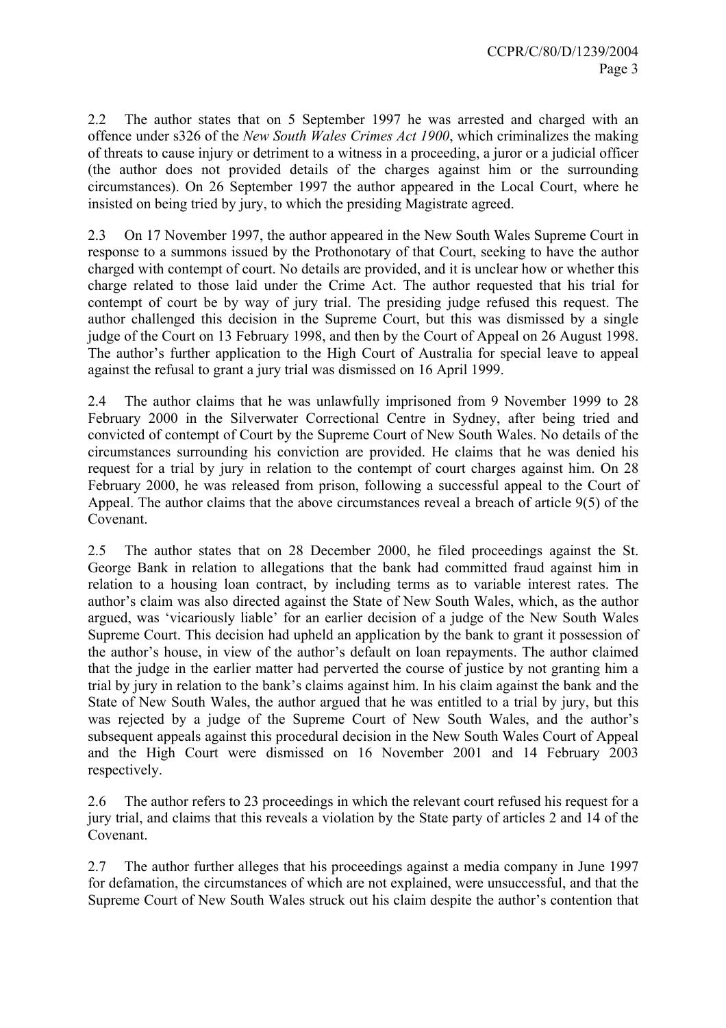2.2 The author states that on 5 September 1997 he was arrested and charged with an offence under s326 of the *New South Wales Crimes Act 1900*, which criminalizes the making of threats to cause injury or detriment to a witness in a proceeding, a juror or a judicial officer (the author does not provided details of the charges against him or the surrounding circumstances). On 26 September 1997 the author appeared in the Local Court, where he insisted on being tried by jury, to which the presiding Magistrate agreed.

2.3 On 17 November 1997, the author appeared in the New South Wales Supreme Court in response to a summons issued by the Prothonotary of that Court, seeking to have the author charged with contempt of court. No details are provided, and it is unclear how or whether this charge related to those laid under the Crime Act. The author requested that his trial for contempt of court be by way of jury trial. The presiding judge refused this request. The author challenged this decision in the Supreme Court, but this was dismissed by a single judge of the Court on 13 February 1998, and then by the Court of Appeal on 26 August 1998. The author's further application to the High Court of Australia for special leave to appeal against the refusal to grant a jury trial was dismissed on 16 April 1999.

2.4 The author claims that he was unlawfully imprisoned from 9 November 1999 to 28 February 2000 in the Silverwater Correctional Centre in Sydney, after being tried and convicted of contempt of Court by the Supreme Court of New South Wales. No details of the circumstances surrounding his conviction are provided. He claims that he was denied his request for a trial by jury in relation to the contempt of court charges against him. On 28 February 2000, he was released from prison, following a successful appeal to the Court of Appeal. The author claims that the above circumstances reveal a breach of article 9(5) of the Covenant.

2.5 The author states that on 28 December 2000, he filed proceedings against the St. George Bank in relation to allegations that the bank had committed fraud against him in relation to a housing loan contract, by including terms as to variable interest rates. The author's claim was also directed against the State of New South Wales, which, as the author argued, was 'vicariously liable' for an earlier decision of a judge of the New South Wales Supreme Court. This decision had upheld an application by the bank to grant it possession of the author's house, in view of the author's default on loan repayments. The author claimed that the judge in the earlier matter had perverted the course of justice by not granting him a trial by jury in relation to the bank's claims against him. In his claim against the bank and the State of New South Wales, the author argued that he was entitled to a trial by jury, but this was rejected by a judge of the Supreme Court of New South Wales, and the author's subsequent appeals against this procedural decision in the New South Wales Court of Appeal and the High Court were dismissed on 16 November 2001 and 14 February 2003 respectively.

2.6 The author refers to 23 proceedings in which the relevant court refused his request for a jury trial, and claims that this reveals a violation by the State party of articles 2 and 14 of the Covenant.

2.7 The author further alleges that his proceedings against a media company in June 1997 for defamation, the circumstances of which are not explained, were unsuccessful, and that the Supreme Court of New South Wales struck out his claim despite the author's contention that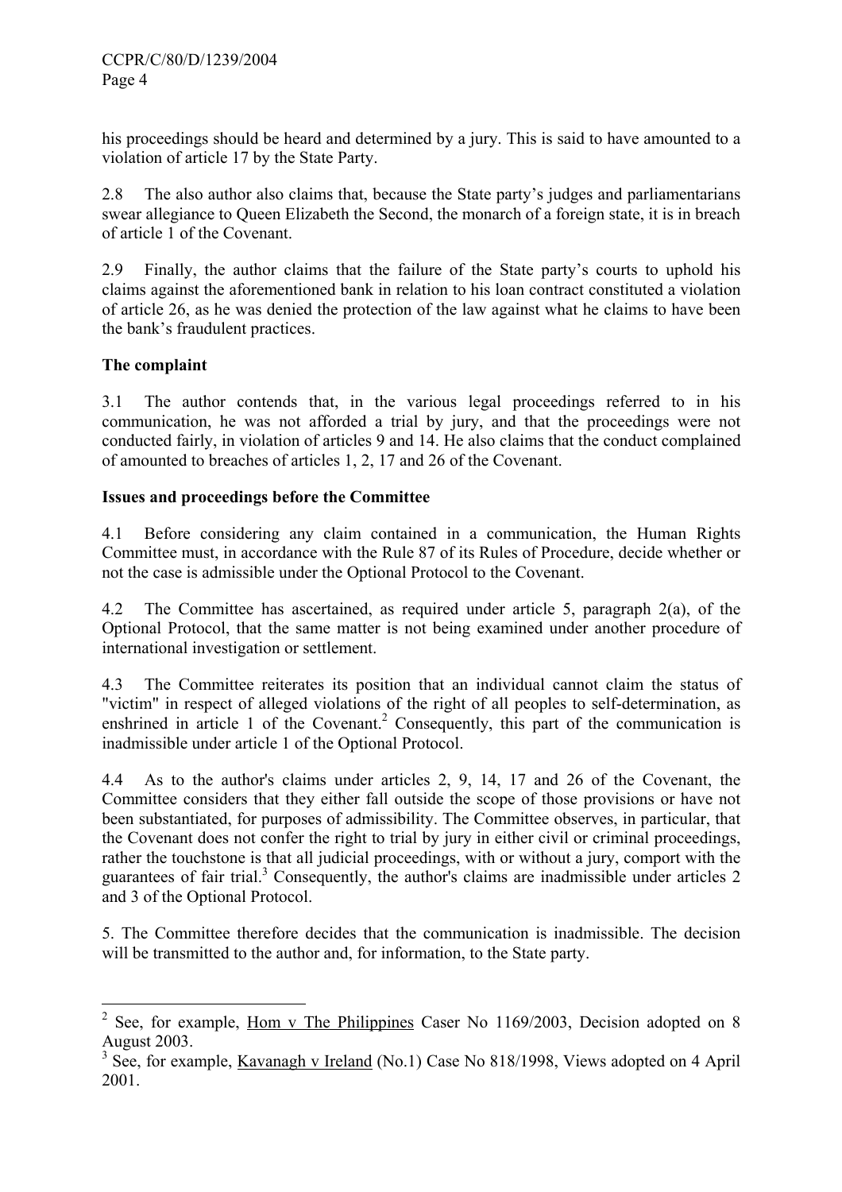his proceedings should be heard and determined by a jury. This is said to have amounted to a violation of article 17 by the State Party.

2.8 The also author also claims that, because the State party's judges and parliamentarians swear allegiance to Queen Elizabeth the Second, the monarch of a foreign state, it is in breach of article 1 of the Covenant.

2.9 Finally, the author claims that the failure of the State party's courts to uphold his claims against the aforementioned bank in relation to his loan contract constituted a violation of article 26, as he was denied the protection of the law against what he claims to have been the bank's fraudulent practices.

**The complaint**

3.1 The author contends that, in the various legal proceedings referred to in his communication, he was not afforded a trial by jury, and that the proceedings were not conducted fairly, in violation of articles 9 and 14. He also claims that the conduct complained of amounted to breaches of articles 1, 2, 17 and 26 of the Covenant.

**Issues and proceedings before the Committee**

4.1 Before considering any claim contained in a communication, the Human Rights Committee must, in accordance with the Rule 87 of its Rules of Procedure, decide whether or not the case is admissible under the Optional Protocol to the Covenant.

4.2 The Committee has ascertained, as required under article 5, paragraph 2(a), of the Optional Protocol, that the same matter is not being examined under another procedure of international investigation or settlement.

4.3 The Committee reiterates its position that an individual cannot claim the status of "victim" in respect of alleged violations of the right of all peoples to self-determination, as enshrined in article 1 of the Covenant.[2] Consequently, this part of the communication is inadmissible under article 1 of the Optional Protocol.

4.4 As to the author's claims under articles 2, 9, 14, 17 and 26 of the Covenant, the Committee considers that they either fall outside the scope of those provisions or have not been substantiated, for purposes of admissibility. The Committee observes, in particular, that the Covenant does not confer the right to trial by jury in either civil or criminal proceedings, rather the touchstone is that all judicial proceedings, with or without a jury, comport with the guarantees of fair trial.[3] Consequently, the author's claims are inadmissible under articles 2 and 3 of the Optional Protocol.

5. The Committee therefore decides that the communication is inadmissible. The decision will be transmitted to the author and, for information, to the State party.

---

[2] See, for example, Hom v The Philippines Caser No 1169/2003, Decision adopted on 8 August 2003.

[3] See, for example, Kavanagh v Ireland (No.1) Case No 818/1998, Views adopted on 4 April 2001.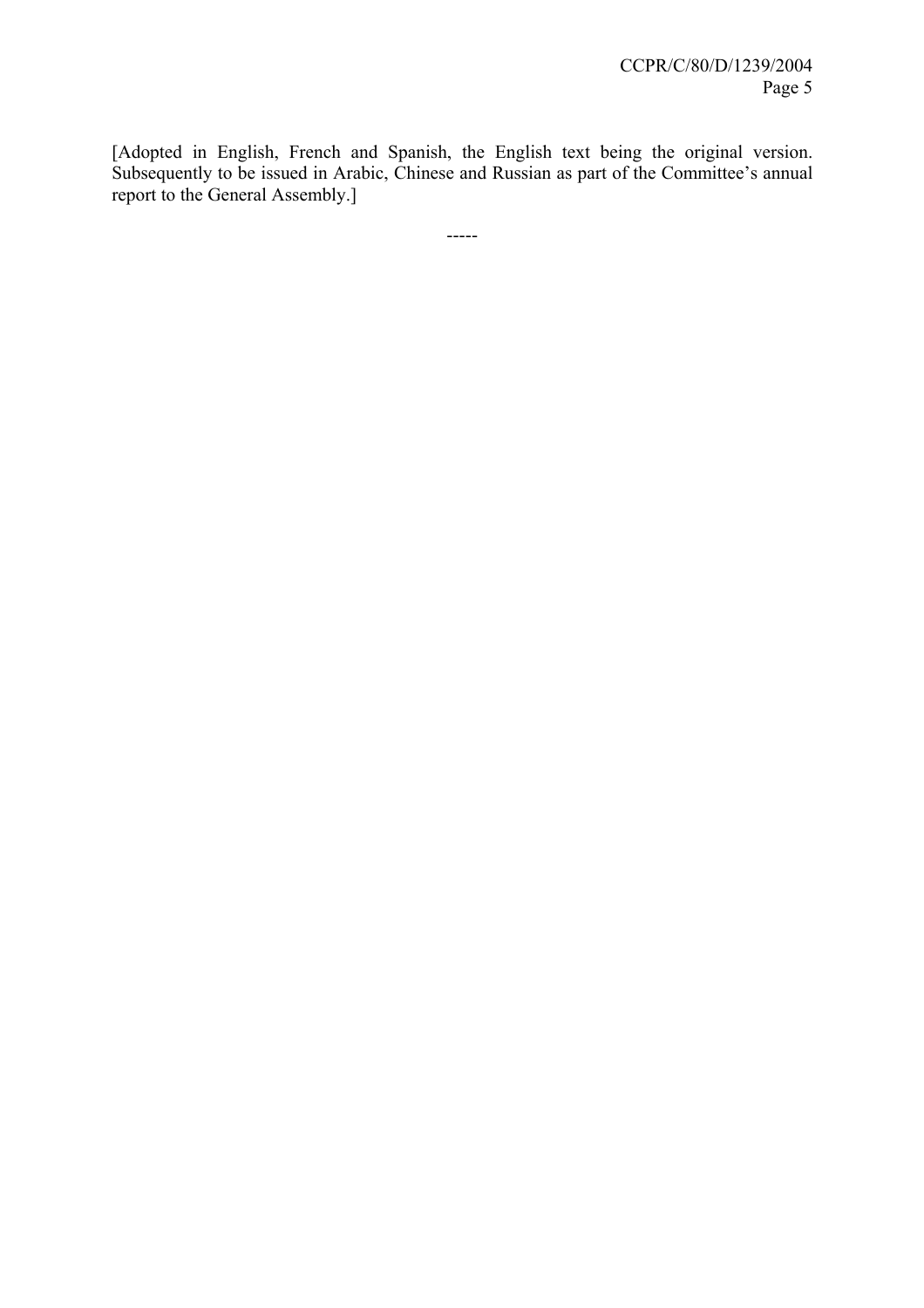[Adopted in English, French and Spanish, the English text being the original version. Subsequently to be issued in Arabic, Chinese and Russian as part of the Committee's annual report to the General Assembly.]

-----